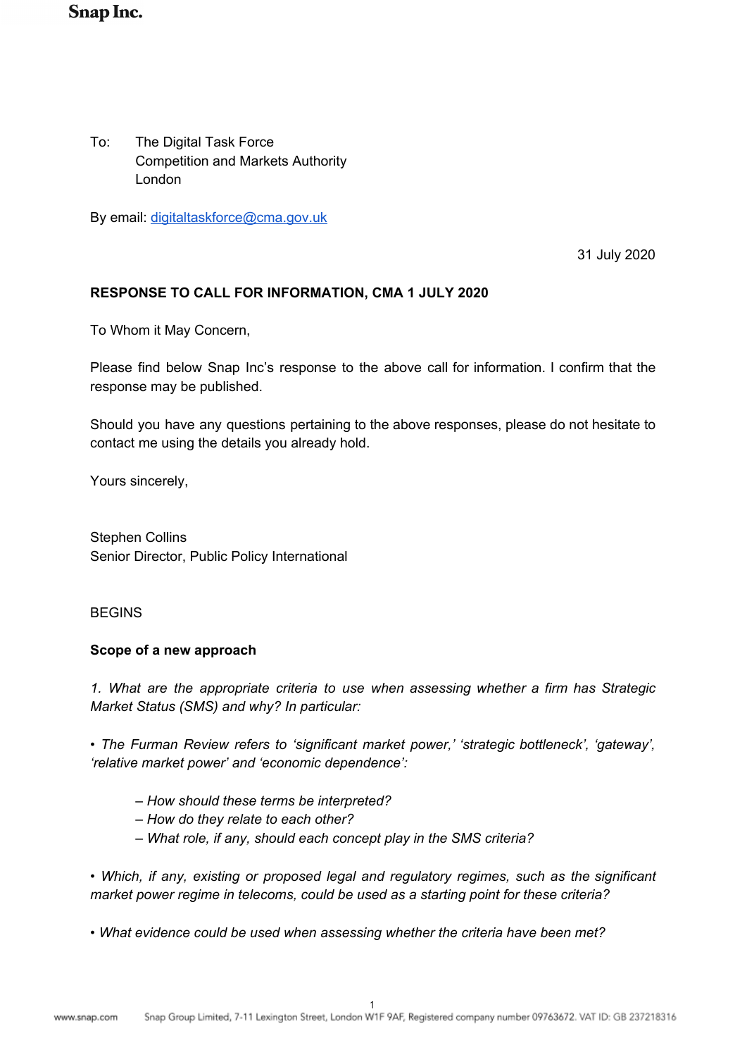Snap Inc.

To: The Digital Task Force
Competition and Markets Authority
London

By email: digitaltaskforce@cma.gov.uk

31 July 2020

**RESPONSE TO CALL FOR INFORMATION, CMA 1 JULY 2020**

To Whom it May Concern,

Please find below Snap Inc's response to the above call for information. I confirm that the response may be published.

Should you have any questions pertaining to the above responses, please do not hesitate to contact me using the details you already hold.

Yours sincerely,

Stephen Collins
Senior Director, Public Policy International

BEGINS

**Scope of a new approach**

*1. What are the appropriate criteria to use when assessing whether a firm has Strategic Market Status (SMS) and why? In particular:*

*• The Furman Review refers to 'significant market power,' 'strategic bottleneck', 'gateway', 'relative market power' and 'economic dependence':*

> *– How should these terms be interpreted?*
> *– How do they relate to each other?*
> *– What role, if any, should each concept play in the SMS criteria?*

*• Which, if any, existing or proposed legal and regulatory regimes, such as the significant market power regime in telecoms, could be used as a starting point for these criteria?*

*• What evidence could be used when assessing whether the criteria have been met?*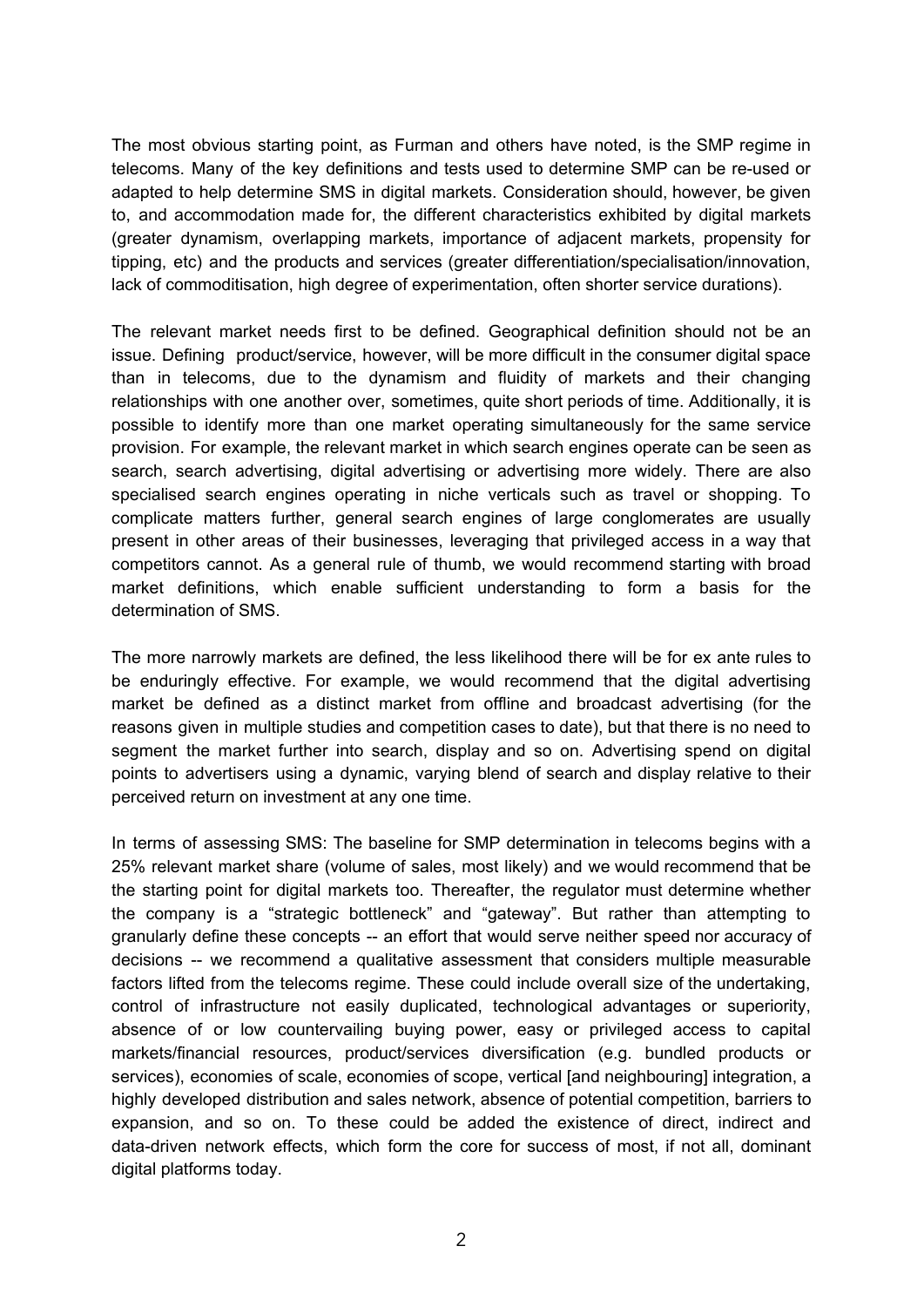The most obvious starting point, as Furman and others have noted, is the SMP regime in telecoms. Many of the key definitions and tests used to determine SMP can be re-used or adapted to help determine SMS in digital markets. Consideration should, however, be given to, and accommodation made for, the different characteristics exhibited by digital markets (greater dynamism, overlapping markets, importance of adjacent markets, propensity for tipping, etc) and the products and services (greater differentiation/specialisation/innovation, lack of commoditisation, high degree of experimentation, often shorter service durations).

The relevant market needs first to be defined. Geographical definition should not be an issue. Defining product/service, however, will be more difficult in the consumer digital space than in telecoms, due to the dynamism and fluidity of markets and their changing relationships with one another over, sometimes, quite short periods of time. Additionally, it is possible to identify more than one market operating simultaneously for the same service provision. For example, the relevant market in which search engines operate can be seen as search, search advertising, digital advertising or advertising more widely. There are also specialised search engines operating in niche verticals such as travel or shopping. To complicate matters further, general search engines of large conglomerates are usually present in other areas of their businesses, leveraging that privileged access in a way that competitors cannot. As a general rule of thumb, we would recommend starting with broad market definitions, which enable sufficient understanding to form a basis for the determination of SMS.

The more narrowly markets are defined, the less likelihood there will be for ex ante rules to be enduringly effective. For example, we would recommend that the digital advertising market be defined as a distinct market from offline and broadcast advertising (for the reasons given in multiple studies and competition cases to date), but that there is no need to segment the market further into search, display and so on. Advertising spend on digital points to advertisers using a dynamic, varying blend of search and display relative to their perceived return on investment at any one time.

In terms of assessing SMS: The baseline for SMP determination in telecoms begins with a 25% relevant market share (volume of sales, most likely) and we would recommend that be the starting point for digital markets too. Thereafter, the regulator must determine whether the company is a "strategic bottleneck" and "gateway". But rather than attempting to granularly define these concepts -- an effort that would serve neither speed nor accuracy of decisions -- we recommend a qualitative assessment that considers multiple measurable factors lifted from the telecoms regime. These could include overall size of the undertaking, control of infrastructure not easily duplicated, technological advantages or superiority, absence of or low countervailing buying power, easy or privileged access to capital markets/financial resources, product/services diversification (e.g. bundled products or services), economies of scale, economies of scope, vertical [and neighbouring] integration, a highly developed distribution and sales network, absence of potential competition, barriers to expansion, and so on. To these could be added the existence of direct, indirect and data-driven network effects, which form the core for success of most, if not all, dominant digital platforms today.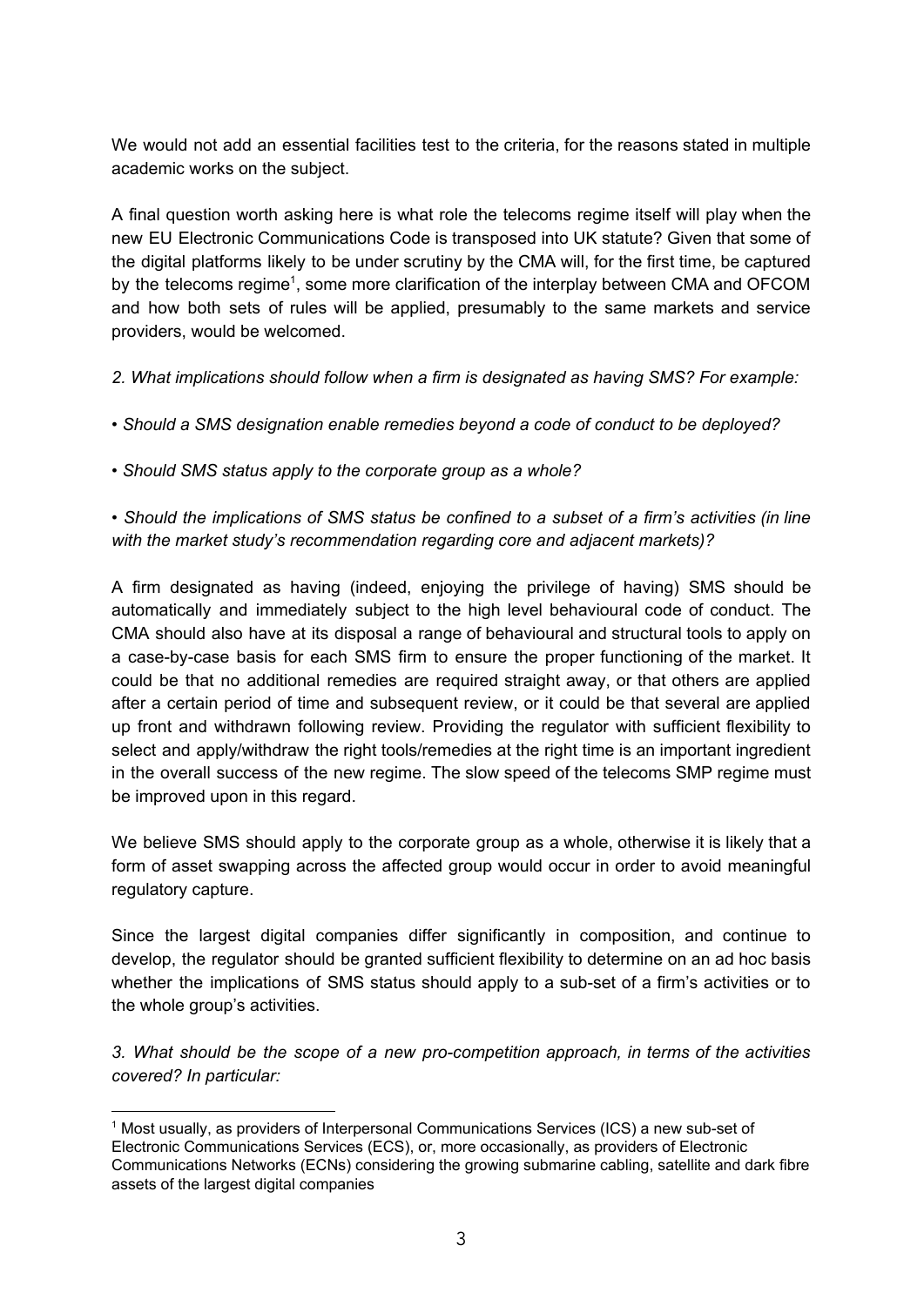We would not add an essential facilities test to the criteria, for the reasons stated in multiple academic works on the subject.

A final question worth asking here is what role the telecoms regime itself will play when the new EU Electronic Communications Code is transposed into UK statute? Given that some of the digital platforms likely to be under scrutiny by the CMA will, for the first time, be captured by the telecoms regime[1], some more clarification of the interplay between CMA and OFCOM and how both sets of rules will be applied, presumably to the same markets and service providers, would be welcomed.

*2. What implications should follow when a firm is designated as having SMS? For example:*

- *Should a SMS designation enable remedies beyond a code of conduct to be deployed?*
- *Should SMS status apply to the corporate group as a whole?*
- *Should the implications of SMS status be confined to a subset of a firm's activities (in line with the market study's recommendation regarding core and adjacent markets)?*

A firm designated as having (indeed, enjoying the privilege of having) SMS should be automatically and immediately subject to the high level behavioural code of conduct. The CMA should also have at its disposal a range of behavioural and structural tools to apply on a case-by-case basis for each SMS firm to ensure the proper functioning of the market. It could be that no additional remedies are required straight away, or that others are applied after a certain period of time and subsequent review, or it could be that several are applied up front and withdrawn following review. Providing the regulator with sufficient flexibility to select and apply/withdraw the right tools/remedies at the right time is an important ingredient in the overall success of the new regime. The slow speed of the telecoms SMP regime must be improved upon in this regard.

We believe SMS should apply to the corporate group as a whole, otherwise it is likely that a form of asset swapping across the affected group would occur in order to avoid meaningful regulatory capture.

Since the largest digital companies differ significantly in composition, and continue to develop, the regulator should be granted sufficient flexibility to determine on an ad hoc basis whether the implications of SMS status should apply to a sub-set of a firm's activities or to the whole group's activities.

*3. What should be the scope of a new pro-competition approach, in terms of the activities covered? In particular:*

[1] Most usually, as providers of Interpersonal Communications Services (ICS) a new sub-set of Electronic Communications Services (ECS), or, more occasionally, as providers of Electronic Communications Networks (ECNs) considering the growing submarine cabling, satellite and dark fibre assets of the largest digital companies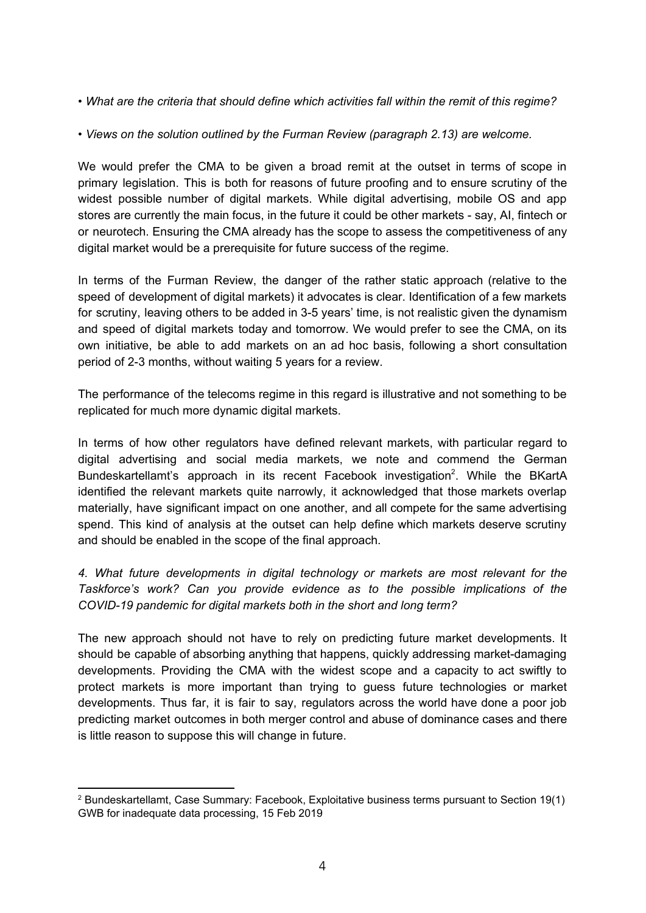- *What are the criteria that should define which activities fall within the remit of this regime?*

- *Views on the solution outlined by the Furman Review (paragraph 2.13) are welcome.*

We would prefer the CMA to be given a broad remit at the outset in terms of scope in primary legislation. This is both for reasons of future proofing and to ensure scrutiny of the widest possible number of digital markets. While digital advertising, mobile OS and app stores are currently the main focus, in the future it could be other markets - say, AI, fintech or or neurotech. Ensuring the CMA already has the scope to assess the competitiveness of any digital market would be a prerequisite for future success of the regime.

In terms of the Furman Review, the danger of the rather static approach (relative to the speed of development of digital markets) it advocates is clear. Identification of a few markets for scrutiny, leaving others to be added in 3-5 years' time, is not realistic given the dynamism and speed of digital markets today and tomorrow. We would prefer to see the CMA, on its own initiative, be able to add markets on an ad hoc basis, following a short consultation period of 2-3 months, without waiting 5 years for a review.

The performance of the telecoms regime in this regard is illustrative and not something to be replicated for much more dynamic digital markets.

In terms of how other regulators have defined relevant markets, with particular regard to digital advertising and social media markets, we note and commend the German Bundeskartellamt's approach in its recent Facebook investigation[2]. While the BKartA identified the relevant markets quite narrowly, it acknowledged that those markets overlap materially, have significant impact on one another, and all compete for the same advertising spend. This kind of analysis at the outset can help define which markets deserve scrutiny and should be enabled in the scope of the final approach.

*4. What future developments in digital technology or markets are most relevant for the Taskforce's work? Can you provide evidence as to the possible implications of the COVID-19 pandemic for digital markets both in the short and long term?*

The new approach should not have to rely on predicting future market developments. It should be capable of absorbing anything that happens, quickly addressing market-damaging developments. Providing the CMA with the widest scope and a capacity to act swiftly to protect markets is more important than trying to guess future technologies or market developments. Thus far, it is fair to say, regulators across the world have done a poor job predicting market outcomes in both merger control and abuse of dominance cases and there is little reason to suppose this will change in future.

---

[2] Bundeskartellamt, Case Summary: Facebook, Exploitative business terms pursuant to Section 19(1) GWB for inadequate data processing, 15 Feb 2019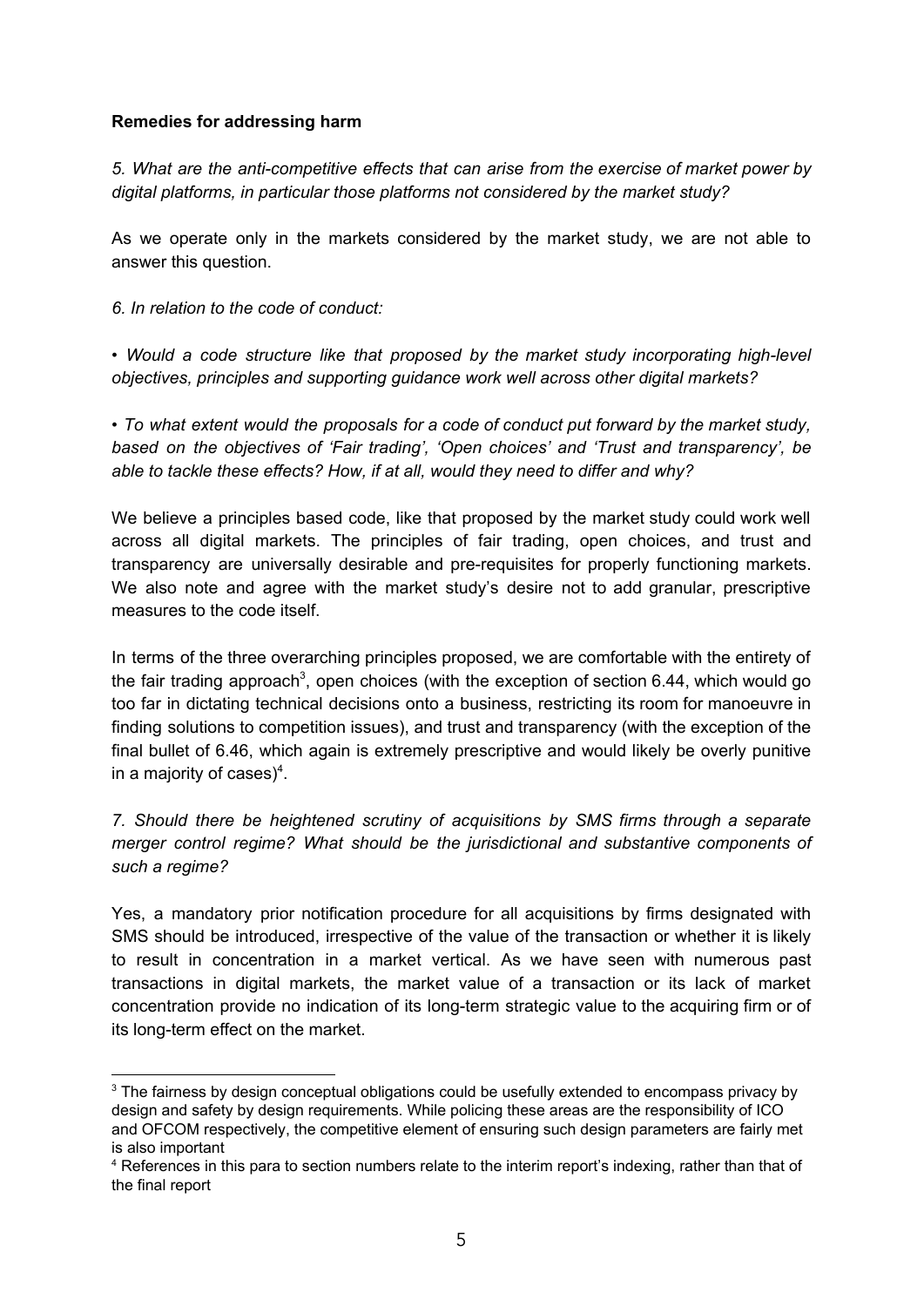**Remedies for addressing harm**

*5. What are the anti-competitive effects that can arise from the exercise of market power by digital platforms, in particular those platforms not considered by the market study?*

As we operate only in the markets considered by the market study, we are not able to answer this question.

*6. In relation to the code of conduct:*

*• Would a code structure like that proposed by the market study incorporating high-level objectives, principles and supporting guidance work well across other digital markets?*

*• To what extent would the proposals for a code of conduct put forward by the market study, based on the objectives of 'Fair trading', 'Open choices' and 'Trust and transparency', be able to tackle these effects? How, if at all, would they need to differ and why?*

We believe a principles based code, like that proposed by the market study could work well across all digital markets. The principles of fair trading, open choices, and trust and transparency are universally desirable and pre-requisites for properly functioning markets. We also note and agree with the market study's desire not to add granular, prescriptive measures to the code itself.

In terms of the three overarching principles proposed, we are comfortable with the entirety of the fair trading approach[3], open choices (with the exception of section 6.44, which would go too far in dictating technical decisions onto a business, restricting its room for manoeuvre in finding solutions to competition issues), and trust and transparency (with the exception of the final bullet of 6.46, which again is extremely prescriptive and would likely be overly punitive in a majority of cases)[4].

*7. Should there be heightened scrutiny of acquisitions by SMS firms through a separate merger control regime? What should be the jurisdictional and substantive components of such a regime?*

Yes, a mandatory prior notification procedure for all acquisitions by firms designated with SMS should be introduced, irrespective of the value of the transaction or whether it is likely to result in concentration in a market vertical. As we have seen with numerous past transactions in digital markets, the market value of a transaction or its lack of market concentration provide no indication of its long-term strategic value to the acquiring firm or of its long-term effect on the market.

---

[3] The fairness by design conceptual obligations could be usefully extended to encompass privacy by design and safety by design requirements. While policing these areas are the responsibility of ICO and OFCOM respectively, the competitive element of ensuring such design parameters are fairly met is also important

[4] References in this para to section numbers relate to the interim report's indexing, rather than that of the final report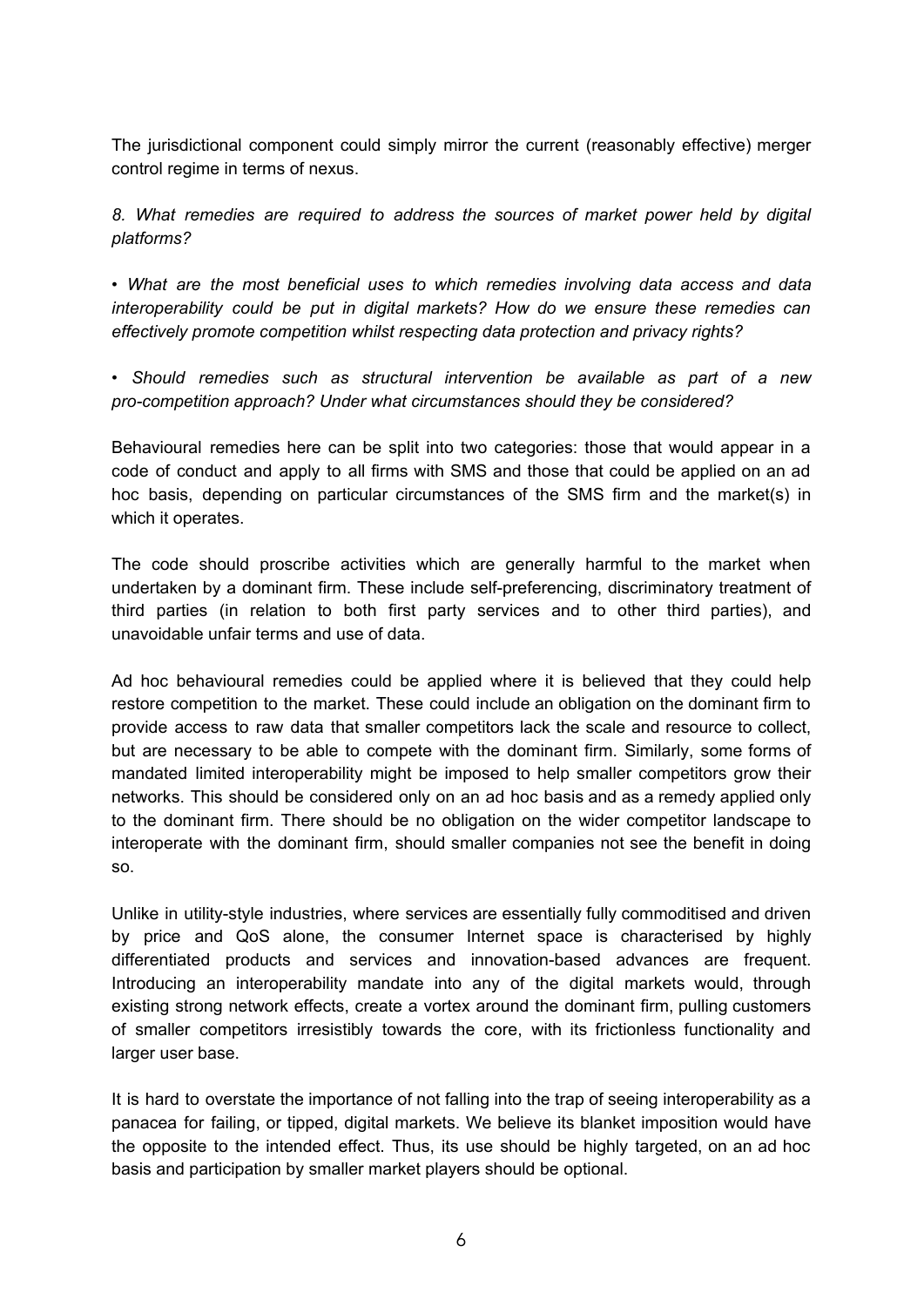The jurisdictional component could simply mirror the current (reasonably effective) merger control regime in terms of nexus.

*8. What remedies are required to address the sources of market power held by digital platforms?*

*• What are the most beneficial uses to which remedies involving data access and data interoperability could be put in digital markets? How do we ensure these remedies can effectively promote competition whilst respecting data protection and privacy rights?*

*• Should remedies such as structural intervention be available as part of a new pro-competition approach? Under what circumstances should they be considered?*

Behavioural remedies here can be split into two categories: those that would appear in a code of conduct and apply to all firms with SMS and those that could be applied on an ad hoc basis, depending on particular circumstances of the SMS firm and the market(s) in which it operates.

The code should proscribe activities which are generally harmful to the market when undertaken by a dominant firm. These include self-preferencing, discriminatory treatment of third parties (in relation to both first party services and to other third parties), and unavoidable unfair terms and use of data.

Ad hoc behavioural remedies could be applied where it is believed that they could help restore competition to the market. These could include an obligation on the dominant firm to provide access to raw data that smaller competitors lack the scale and resource to collect, but are necessary to be able to compete with the dominant firm. Similarly, some forms of mandated limited interoperability might be imposed to help smaller competitors grow their networks. This should be considered only on an ad hoc basis and as a remedy applied only to the dominant firm. There should be no obligation on the wider competitor landscape to interoperate with the dominant firm, should smaller companies not see the benefit in doing so.

Unlike in utility-style industries, where services are essentially fully commoditised and driven by price and QoS alone, the consumer Internet space is characterised by highly differentiated products and services and innovation-based advances are frequent. Introducing an interoperability mandate into any of the digital markets would, through existing strong network effects, create a vortex around the dominant firm, pulling customers of smaller competitors irresistibly towards the core, with its frictionless functionality and larger user base.

It is hard to overstate the importance of not falling into the trap of seeing interoperability as a panacea for failing, or tipped, digital markets. We believe its blanket imposition would have the opposite to the intended effect. Thus, its use should be highly targeted, on an ad hoc basis and participation by smaller market players should be optional.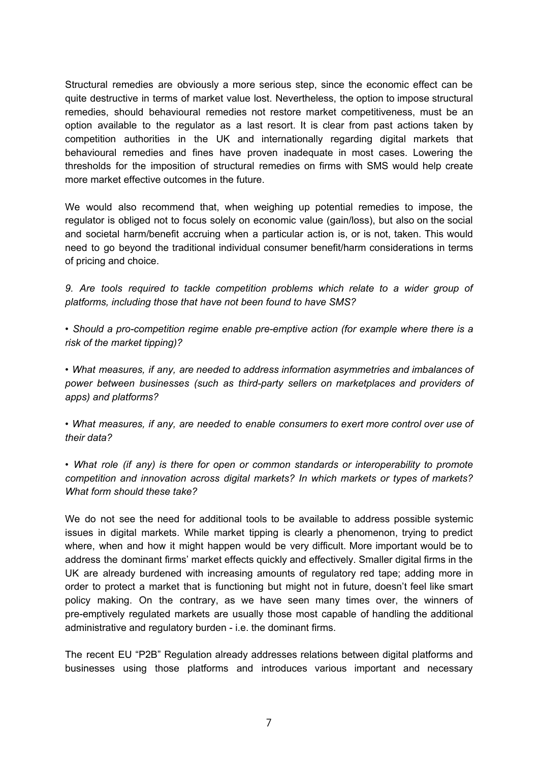Structural remedies are obviously a more serious step, since the economic effect can be quite destructive in terms of market value lost. Nevertheless, the option to impose structural remedies, should behavioural remedies not restore market competitiveness, must be an option available to the regulator as a last resort. It is clear from past actions taken by competition authorities in the UK and internationally regarding digital markets that behavioural remedies and fines have proven inadequate in most cases. Lowering the thresholds for the imposition of structural remedies on firms with SMS would help create more market effective outcomes in the future.

We would also recommend that, when weighing up potential remedies to impose, the regulator is obliged not to focus solely on economic value (gain/loss), but also on the social and societal harm/benefit accruing when a particular action is, or is not, taken. This would need to go beyond the traditional individual consumer benefit/harm considerations in terms of pricing and choice.

*9. Are tools required to tackle competition problems which relate to a wider group of platforms, including those that have not been found to have SMS?*

- *Should a pro-competition regime enable pre-emptive action (for example where there is a risk of the market tipping)?*

- *What measures, if any, are needed to address information asymmetries and imbalances of power between businesses (such as third-party sellers on marketplaces and providers of apps) and platforms?*

- *What measures, if any, are needed to enable consumers to exert more control over use of their data?*

- *What role (if any) is there for open or common standards or interoperability to promote competition and innovation across digital markets? In which markets or types of markets? What form should these take?*

We do not see the need for additional tools to be available to address possible systemic issues in digital markets. While market tipping is clearly a phenomenon, trying to predict where, when and how it might happen would be very difficult. More important would be to address the dominant firms' market effects quickly and effectively. Smaller digital firms in the UK are already burdened with increasing amounts of regulatory red tape; adding more in order to protect a market that is functioning but might not in future, doesn't feel like smart policy making. On the contrary, as we have seen many times over, the winners of pre-emptively regulated markets are usually those most capable of handling the additional administrative and regulatory burden - i.e. the dominant firms.

The recent EU "P2B" Regulation already addresses relations between digital platforms and businesses using those platforms and introduces various important and necessary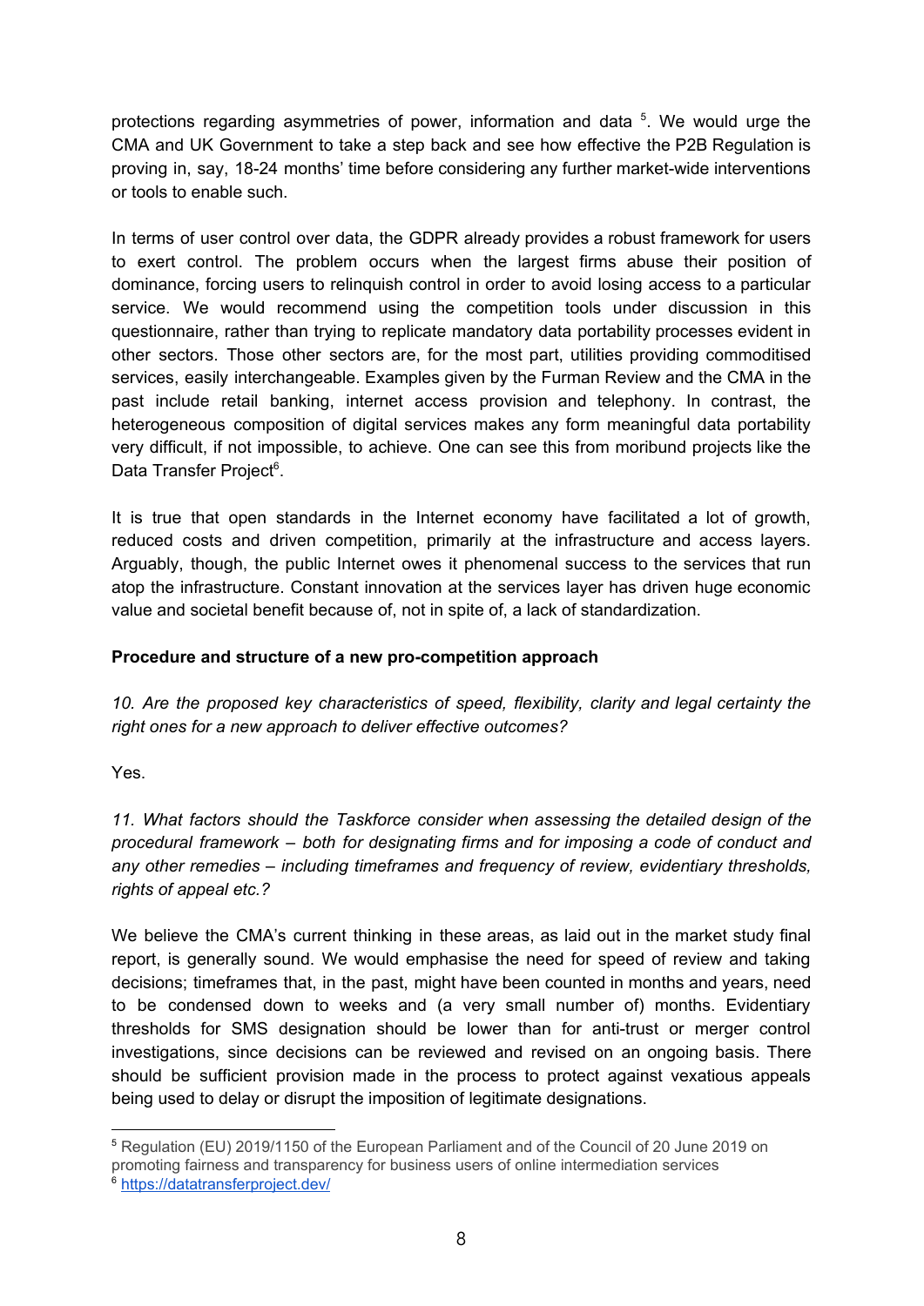protections regarding asymmetries of power, information and data [5]. We would urge the CMA and UK Government to take a step back and see how effective the P2B Regulation is proving in, say, 18-24 months' time before considering any further market-wide interventions or tools to enable such.

In terms of user control over data, the GDPR already provides a robust framework for users to exert control. The problem occurs when the largest firms abuse their position of dominance, forcing users to relinquish control in order to avoid losing access to a particular service. We would recommend using the competition tools under discussion in this questionnaire, rather than trying to replicate mandatory data portability processes evident in other sectors. Those other sectors are, for the most part, utilities providing commoditised services, easily interchangeable. Examples given by the Furman Review and the CMA in the past include retail banking, internet access provision and telephony. In contrast, the heterogeneous composition of digital services makes any form meaningful data portability very difficult, if not impossible, to achieve. One can see this from moribund projects like the Data Transfer Project[6].

It is true that open standards in the Internet economy have facilitated a lot of growth, reduced costs and driven competition, primarily at the infrastructure and access layers. Arguably, though, the public Internet owes it phenomenal success to the services that run atop the infrastructure. Constant innovation at the services layer has driven huge economic value and societal benefit because of, not in spite of, a lack of standardization.

**Procedure and structure of a new pro-competition approach**

*10. Are the proposed key characteristics of speed, flexibility, clarity and legal certainty the right ones for a new approach to deliver effective outcomes?*

Yes.

*11. What factors should the Taskforce consider when assessing the detailed design of the procedural framework – both for designating firms and for imposing a code of conduct and any other remedies – including timeframes and frequency of review, evidentiary thresholds, rights of appeal etc.?*

We believe the CMA's current thinking in these areas, as laid out in the market study final report, is generally sound. We would emphasise the need for speed of review and taking decisions; timeframes that, in the past, might have been counted in months and years, need to be condensed down to weeks and (a very small number of) months. Evidentiary thresholds for SMS designation should be lower than for anti-trust or merger control investigations, since decisions can be reviewed and revised on an ongoing basis. There should be sufficient provision made in the process to protect against vexatious appeals being used to delay or disrupt the imposition of legitimate designations.

[5] Regulation (EU) 2019/1150 of the European Parliament and of the Council of 20 June 2019 on promoting fairness and transparency for business users of online intermediation services

[6] https://datatransferproject.dev/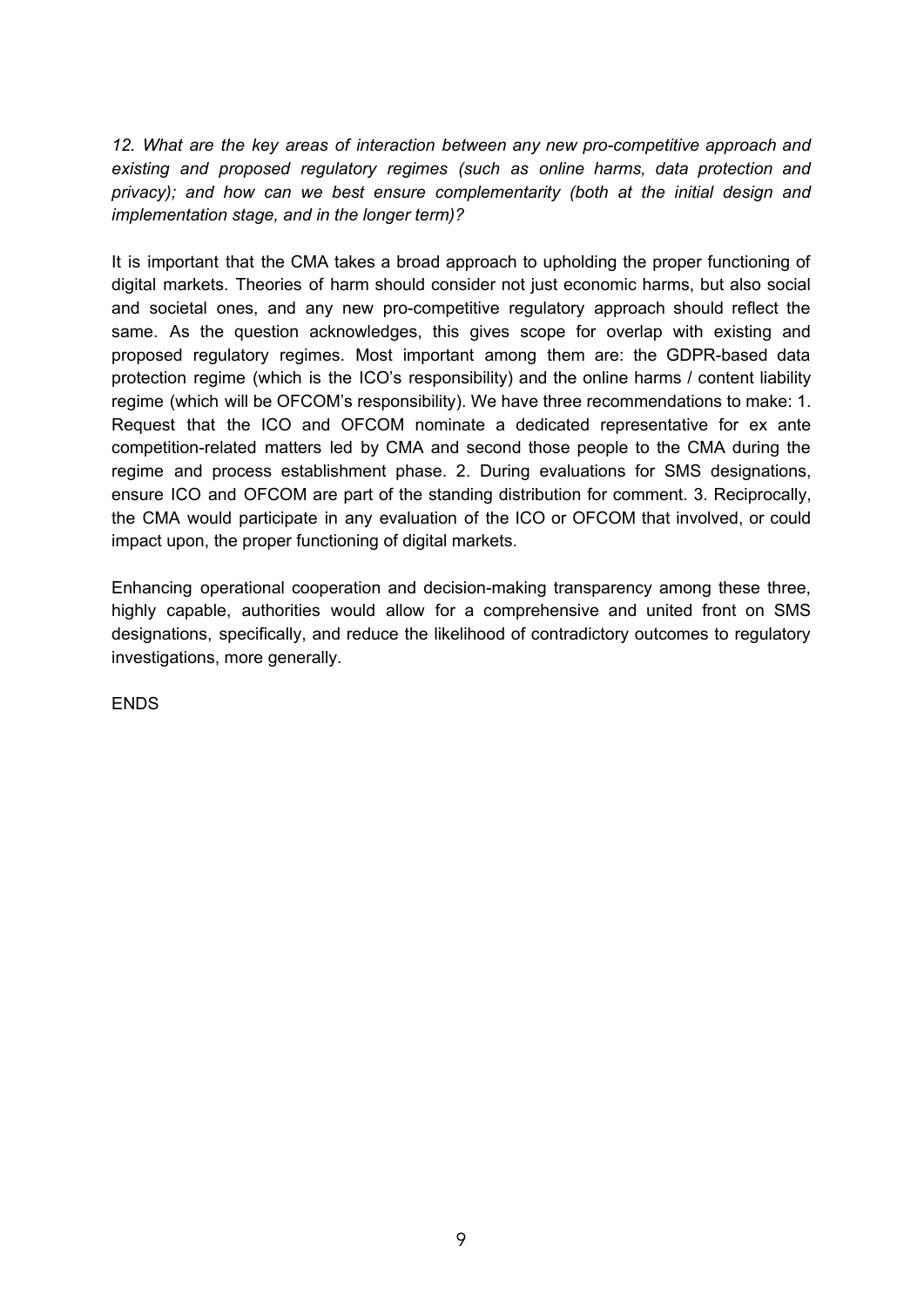*12. What are the key areas of interaction between any new pro-competitive approach and existing and proposed regulatory regimes (such as online harms, data protection and privacy); and how can we best ensure complementarity (both at the initial design and implementation stage, and in the longer term)?*

It is important that the CMA takes a broad approach to upholding the proper functioning of digital markets. Theories of harm should consider not just economic harms, but also social and societal ones, and any new pro-competitive regulatory approach should reflect the same. As the question acknowledges, this gives scope for overlap with existing and proposed regulatory regimes. Most important among them are: the GDPR-based data protection regime (which is the ICO's responsibility) and the online harms / content liability regime (which will be OFCOM's responsibility). We have three recommendations to make: 1. Request that the ICO and OFCOM nominate a dedicated representative for ex ante competition-related matters led by CMA and second those people to the CMA during the regime and process establishment phase. 2. During evaluations for SMS designations, ensure ICO and OFCOM are part of the standing distribution for comment. 3. Reciprocally, the CMA would participate in any evaluation of the ICO or OFCOM that involved, or could impact upon, the proper functioning of digital markets.

Enhancing operational cooperation and decision-making transparency among these three, highly capable, authorities would allow for a comprehensive and united front on SMS designations, specifically, and reduce the likelihood of contradictory outcomes to regulatory investigations, more generally.

ENDS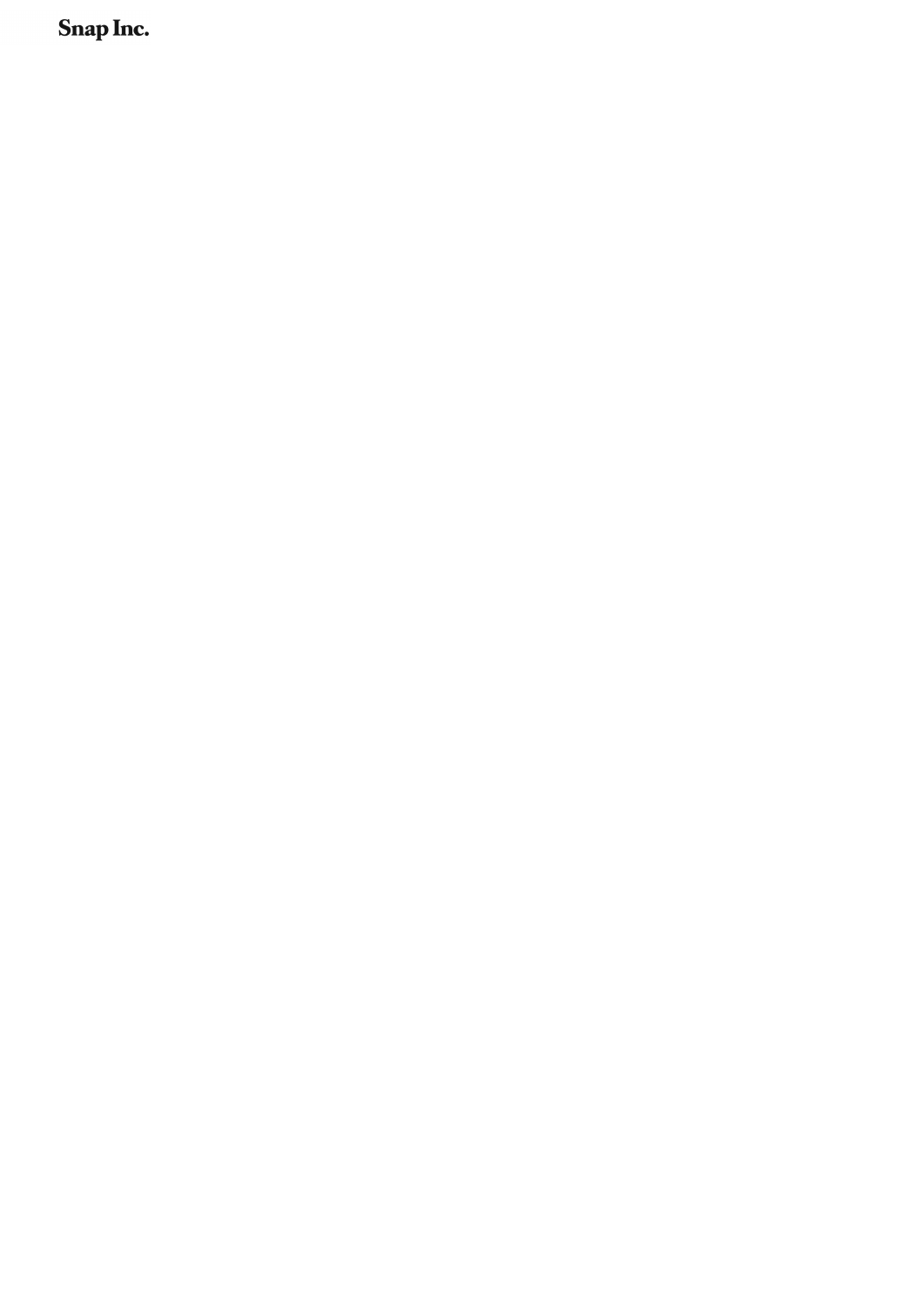Snap Inc.